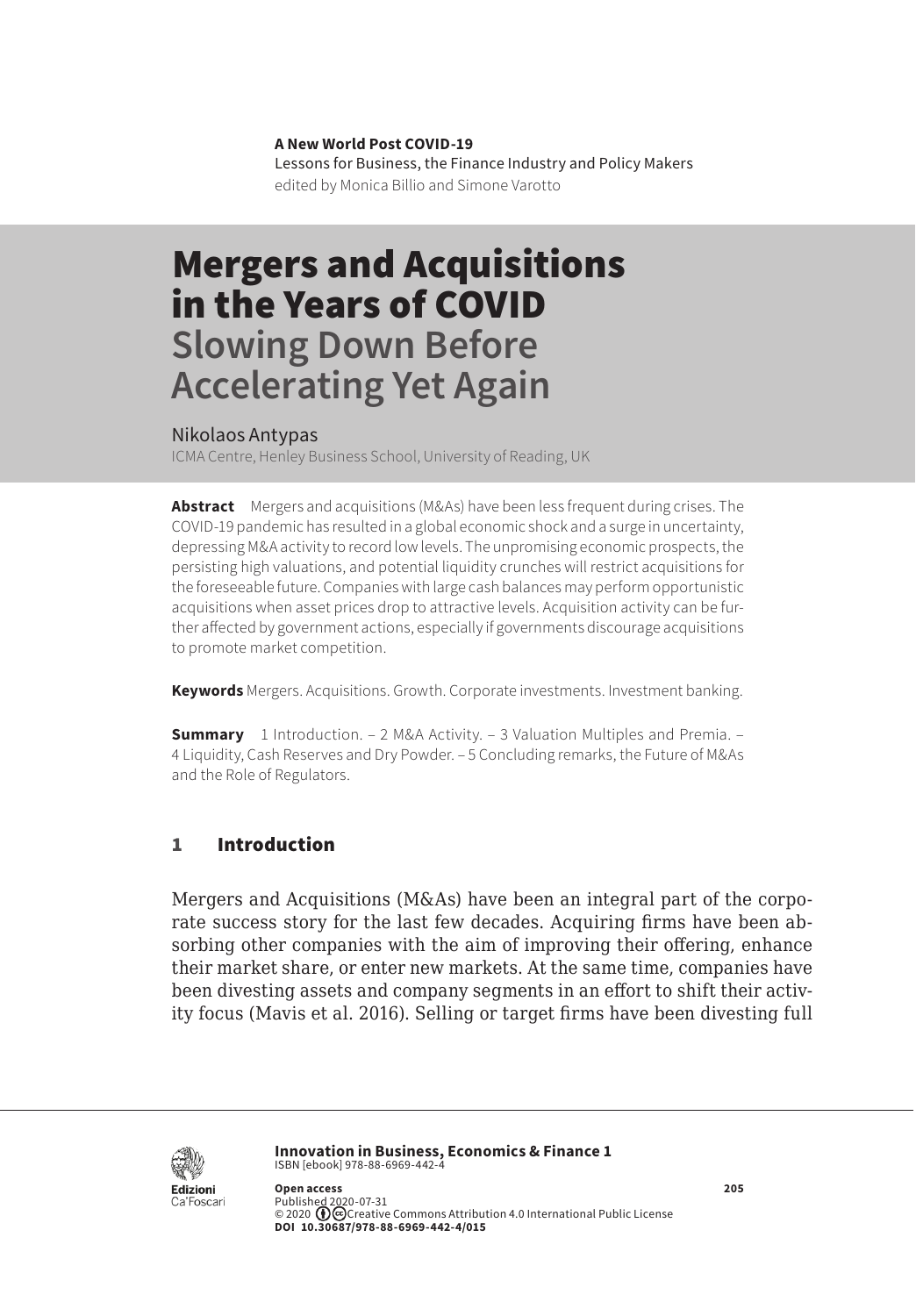**A New World Post COVID-19**
Lessons for Business, the Finance Industry and Policy Makers
edited by Monica Billio and Simone Varotto

# Mergers and Acquisitions in the Years of COVID
## Slowing Down Before Accelerating Yet Again

Nikolaos Antypas
ICMA Centre, Henley Business School, University of Reading, UK

**Abstract** Mergers and acquisitions (M&As) have been less frequent during crises. The COVID-19 pandemic has resulted in a global economic shock and a surge in uncertainty, depressing M&A activity to record low levels. The unpromising economic prospects, the persisting high valuations, and potential liquidity crunches will restrict acquisitions for the foreseeable future. Companies with large cash balances may perform opportunistic acquisitions when asset prices drop to attractive levels. Acquisition activity can be further affected by government actions, especially if governments discourage acquisitions to promote market competition.

**Keywords** Mergers. Acquisitions. Growth. Corporate investments. Investment banking.

**Summary** 1 Introduction. – 2 M&A Activity. – 3 Valuation Multiples and Premia. – 4 Liquidity, Cash Reserves and Dry Powder. – 5 Concluding remarks, the Future of M&As and the Role of Regulators.

## 1 Introduction

Mergers and Acquisitions (M&As) have been an integral part of the corporate success story for the last few decades. Acquiring firms have been absorbing other companies with the aim of improving their offering, enhance their market share, or enter new markets. At the same time, companies have been divesting assets and company segments in an effort to shift their activity focus (Mavis et al. 2016). Selling or target firms have been divesting full

**Innovation in Business, Economics & Finance 1**
ISBN [ebook] 978-88-6969-442-4

**Open access**
Published 2020-07-31
© 2020 Creative Commons Attribution 4.0 International Public License
**DOI 10.30687/978-88-6969-442-4/015**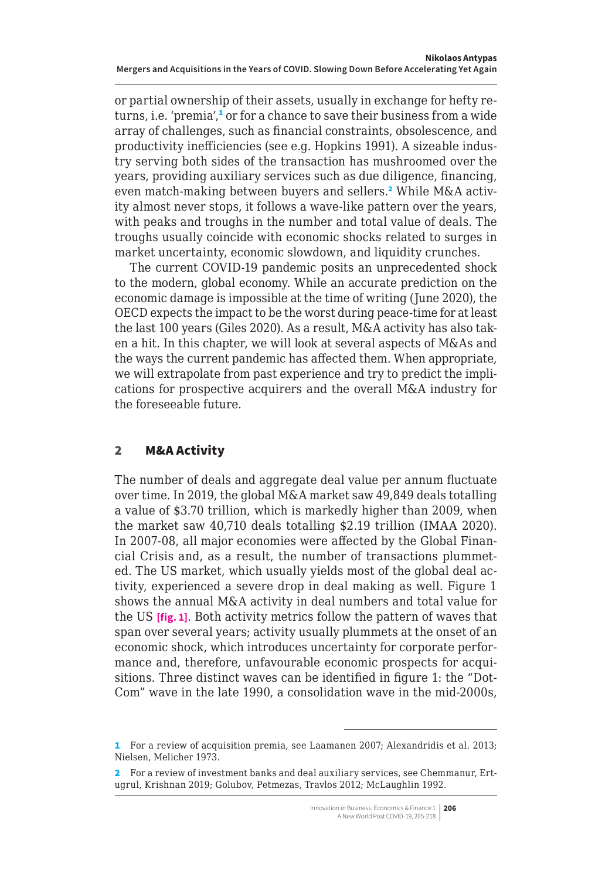or partial ownership of their assets, usually in exchange for hefty returns, i.e. 'premia',[1] or for a chance to save their business from a wide array of challenges, such as financial constraints, obsolescence, and productivity inefficiencies (see e.g. Hopkins 1991). A sizeable industry serving both sides of the transaction has mushroomed over the years, providing auxiliary services such as due diligence, financing, even match-making between buyers and sellers.[2] While M&A activity almost never stops, it follows a wave-like pattern over the years, with peaks and troughs in the number and total value of deals. The troughs usually coincide with economic shocks related to surges in market uncertainty, economic slowdown, and liquidity crunches.

The current COVID-19 pandemic posits an unprecedented shock to the modern, global economy. While an accurate prediction on the economic damage is impossible at the time of writing (June 2020), the OECD expects the impact to be the worst during peace-time for at least the last 100 years (Giles 2020). As a result, M&A activity has also taken a hit. In this chapter, we will look at several aspects of M&As and the ways the current pandemic has affected them. When appropriate, we will extrapolate from past experience and try to predict the implications for prospective acquirers and the overall M&A industry for the foreseeable future.

## 2 M&A Activity

The number of deals and aggregate deal value per annum fluctuate over time. In 2019, the global M&A market saw 49,849 deals totalling a value of $3.70 trillion, which is markedly higher than 2009, when the market saw 40,710 deals totalling $2.19 trillion (IMAA 2020). In 2007-08, all major economies were affected by the Global Financial Crisis and, as a result, the number of transactions plummeted. The US market, which usually yields most of the global deal activity, experienced a severe drop in deal making as well. Figure 1 shows the annual M&A activity in deal numbers and total value for the US **[fig. 1]**. Both activity metrics follow the pattern of waves that span over several years; activity usually plummets at the onset of an economic shock, which introduces uncertainty for corporate performance and, therefore, unfavourable economic prospects for acquisitions. Three distinct waves can be identified in figure 1: the "Dot-Com" wave in the late 1990, a consolidation wave in the mid-2000s,

---

[1] For a review of acquisition premia, see Laamanen 2007; Alexandridis et al. 2013; Nielsen, Melicher 1973.

[2] For a review of investment banks and deal auxiliary services, see Chemmanur, Ertugrul, Krishnan 2019; Golubov, Petmezas, Travlos 2012; McLaughlin 1992.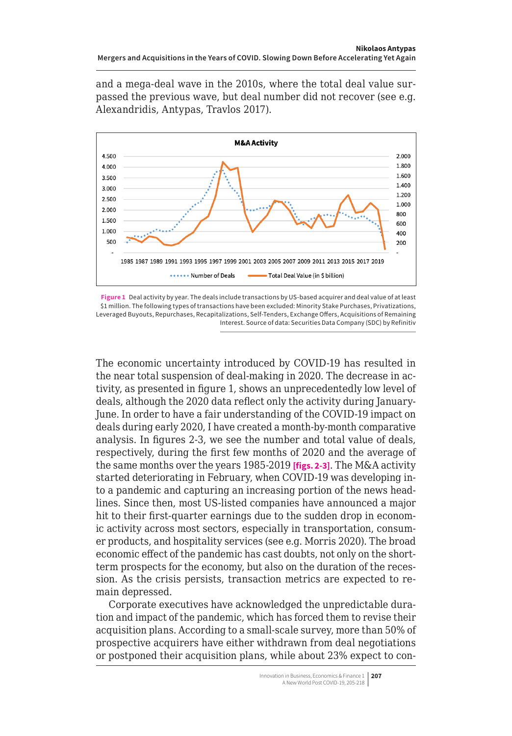and a mega-deal wave in the 2010s, where the total deal value surpassed the previous wave, but deal number did not recover (see e.g. Alexandridis, Antypas, Travlos 2017).

**Figure 1** Deal activity by year. The deals include transactions by US-based acquirer and deal value of at least $1 million. The following types of transactions have been excluded: Minority Stake Purchases, Privatizations, Leveraged Buyouts, Repurchases, Recapitalizations, Self-Tenders, Exchange Offers, Acquisitions of Remaining Interest. Source of data: Securities Data Company (SDC) by Refinitiv

The economic uncertainty introduced by COVID-19 has resulted in the near total suspension of deal-making in 2020. The decrease in activity, as presented in figure 1, shows an unprecedentedly low level of deals, although the 2020 data reflect only the activity during January-June. In order to have a fair understanding of the COVID-19 impact on deals during early 2020, I have created a month-by-month comparative analysis. In figures 2-3, we see the number and total value of deals, respectively, during the first few months of 2020 and the average of the same months over the years 1985-2019 **[figs. 2-3]**. The M&A activity started deteriorating in February, when COVID-19 was developing into a pandemic and capturing an increasing portion of the news headlines. Since then, most US-listed companies have announced a major hit to their first-quarter earnings due to the sudden drop in economic activity across most sectors, especially in transportation, consumer products, and hospitality services (see e.g. Morris 2020). The broad economic effect of the pandemic has cast doubts, not only on the short-term prospects for the economy, but also on the duration of the recession. As the crisis persists, transaction metrics are expected to remain depressed.

Corporate executives have acknowledged the unpredictable duration and impact of the pandemic, which has forced them to revise their acquisition plans. According to a small-scale survey, more than 50% of prospective acquirers have either withdrawn from deal negotiations or postponed their acquisition plans, while about 23% expect to con-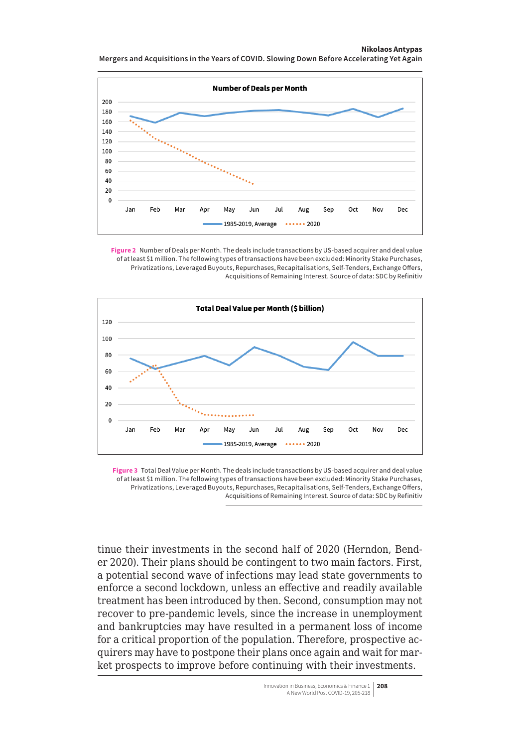**Figure 2** Number of Deals per Month. The deals include transactions by US-based acquirer and deal value of at least $1 million. The following types of transactions have been excluded: Minority Stake Purchases, Privatizations, Leveraged Buyouts, Repurchases, Recapitalisations, Self-Tenders, Exchange Offers, Acquisitions of Remaining Interest. Source of data: SDC by Refinitiv

**Figure 3** Total Deal Value per Month. The deals include transactions by US-based acquirer and deal value of at least $1 million. The following types of transactions have been excluded: Minority Stake Purchases, Privatizations, Leveraged Buyouts, Repurchases, Recapitalisations, Self-Tenders, Exchange Offers, Acquisitions of Remaining Interest. Source of data: SDC by Refinitiv

tinue their investments in the second half of 2020 (Herndon, Bender 2020). Their plans should be contingent to two main factors. First, a potential second wave of infections may lead state governments to enforce a second lockdown, unless an effective and readily available treatment has been introduced by then. Second, consumption may not recover to pre-pandemic levels, since the increase in unemployment and bankruptcies may have resulted in a permanent loss of income for a critical proportion of the population. Therefore, prospective acquirers may have to postpone their plans once again and wait for market prospects to improve before continuing with their investments.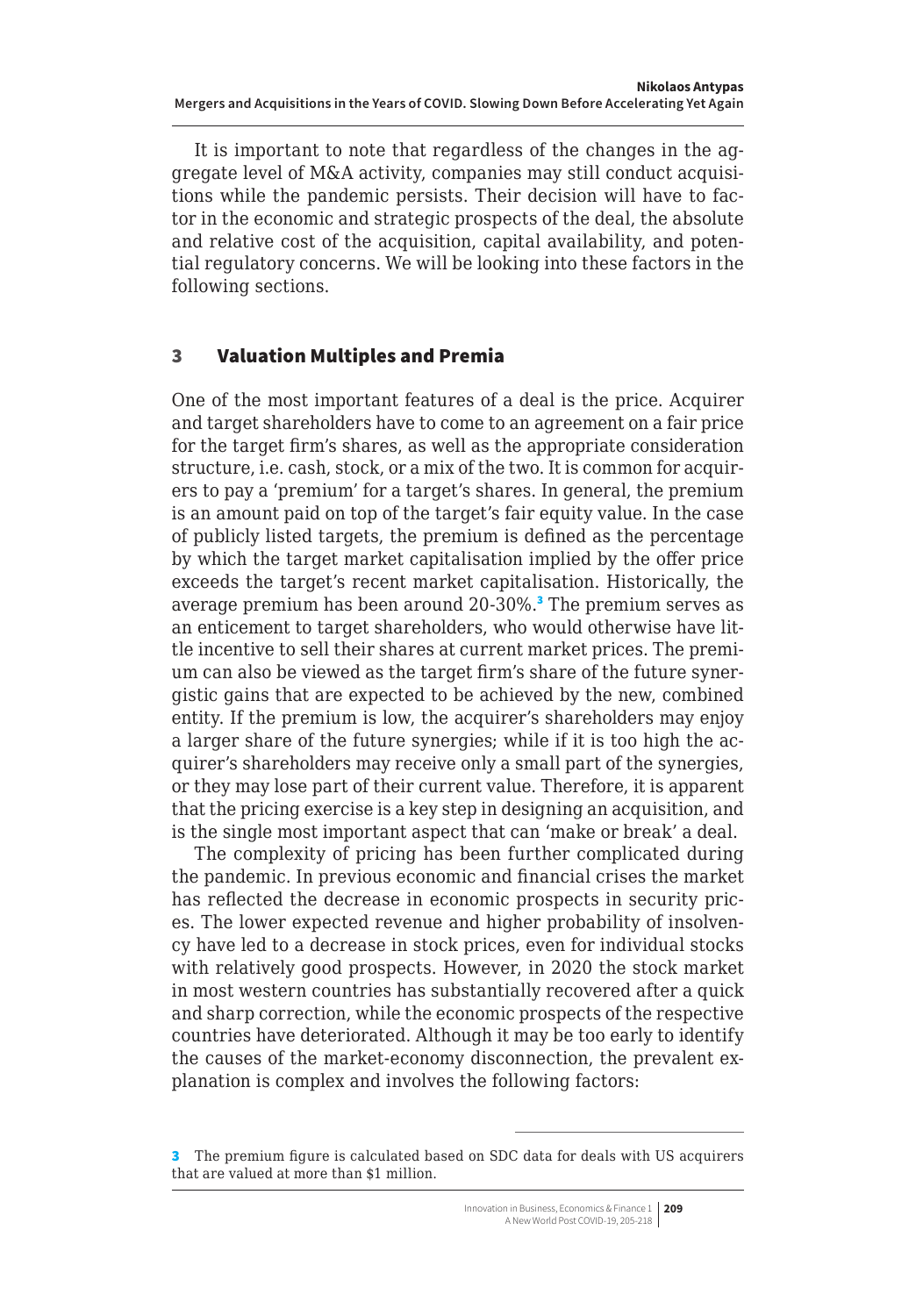It is important to note that regardless of the changes in the aggregate level of M&A activity, companies may still conduct acquisitions while the pandemic persists. Their decision will have to factor in the economic and strategic prospects of the deal, the absolute and relative cost of the acquisition, capital availability, and potential regulatory concerns. We will be looking into these factors in the following sections.

## 3 Valuation Multiples and Premia

One of the most important features of a deal is the price. Acquirer and target shareholders have to come to an agreement on a fair price for the target firm's shares, as well as the appropriate consideration structure, i.e. cash, stock, or a mix of the two. It is common for acquirers to pay a 'premium' for a target's shares. In general, the premium is an amount paid on top of the target's fair equity value. In the case of publicly listed targets, the premium is defined as the percentage by which the target market capitalisation implied by the offer price exceeds the target's recent market capitalisation. Historically, the average premium has been around 20-30%.[3] The premium serves as an enticement to target shareholders, who would otherwise have little incentive to sell their shares at current market prices. The premium can also be viewed as the target firm's share of the future synergistic gains that are expected to be achieved by the new, combined entity. If the premium is low, the acquirer's shareholders may enjoy a larger share of the future synergies; while if it is too high the acquirer's shareholders may receive only a small part of the synergies, or they may lose part of their current value. Therefore, it is apparent that the pricing exercise is a key step in designing an acquisition, and is the single most important aspect that can 'make or break' a deal.

The complexity of pricing has been further complicated during the pandemic. In previous economic and financial crises the market has reflected the decrease in economic prospects in security prices. The lower expected revenue and higher probability of insolvency have led to a decrease in stock prices, even for individual stocks with relatively good prospects. However, in 2020 the stock market in most western countries has substantially recovered after a quick and sharp correction, while the economic prospects of the respective countries have deteriorated. Although it may be too early to identify the causes of the market-economy disconnection, the prevalent explanation is complex and involves the following factors:

[3] The premium figure is calculated based on SDC data for deals with US acquirers that are valued at more than $1 million.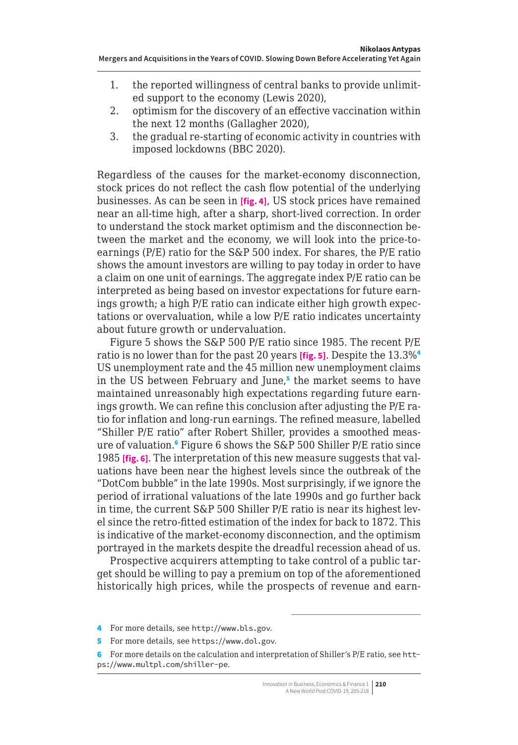1. the reported willingness of central banks to provide unlimited support to the economy (Lewis 2020),
2. optimism for the discovery of an effective vaccination within the next 12 months (Gallagher 2020),
3. the gradual re-starting of economic activity in countries with imposed lockdowns (BBC 2020).

Regardless of the causes for the market-economy disconnection, stock prices do not reflect the cash flow potential of the underlying businesses. As can be seen in **[fig. 4]**, US stock prices have remained near an all-time high, after a sharp, short-lived correction. In order to understand the stock market optimism and the disconnection between the market and the economy, we will look into the price-to-earnings (P/E) ratio for the S&P 500 index. For shares, the P/E ratio shows the amount investors are willing to pay today in order to have a claim on one unit of earnings. The aggregate index P/E ratio can be interpreted as being based on investor expectations for future earnings growth; a high P/E ratio can indicate either high growth expectations or overvaluation, while a low P/E ratio indicates uncertainty about future growth or undervaluation.

Figure 5 shows the S&P 500 P/E ratio since 1985. The recent P/E ratio is no lower than for the past 20 years **[fig. 5]**. Despite the 13.3%[4] US unemployment rate and the 45 million new unemployment claims in the US between February and June,[5] the market seems to have maintained unreasonably high expectations regarding future earnings growth. We can refine this conclusion after adjusting the P/E ratio for inflation and long-run earnings. The refined measure, labelled "Shiller P/E ratio" after Robert Shiller, provides a smoothed measure of valuation.[6] Figure 6 shows the S&P 500 Shiller P/E ratio since 1985 **[fig. 6]**. The interpretation of this new measure suggests that valuations have been near the highest levels since the outbreak of the "DotCom bubble" in the late 1990s. Most surprisingly, if we ignore the period of irrational valuations of the late 1990s and go further back in time, the current S&P 500 Shiller P/E ratio is near its highest level since the retro-fitted estimation of the index for back to 1872. This is indicative of the market-economy disconnection, and the optimism portrayed in the markets despite the dreadful recession ahead of us.

Prospective acquirers attempting to take control of a public target should be willing to pay a premium on top of the aforementioned historically high prices, while the prospects of revenue and earn-

---

4 For more details, see http://www.bls.gov.

5 For more details, see https://www.dol.gov.

6 For more details on the calculation and interpretation of Shiller's P/E ratio, see https://www.multpl.com/shiller-pe.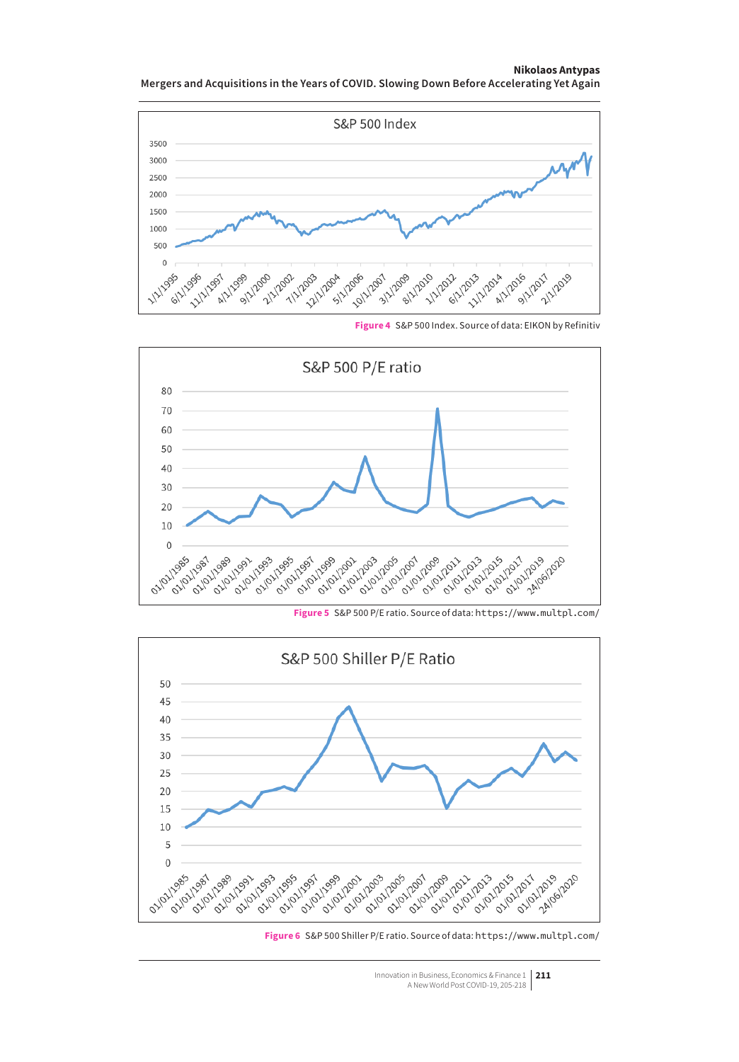Figure 4 S&P 500 Index. Source of data: EIKON by Refinitiv

Figure 5 S&P 500 P/E ratio. Source of data: https://www.multpl.com/

Figure 6 S&P 500 Shiller P/E ratio. Source of data: https://www.multpl.com/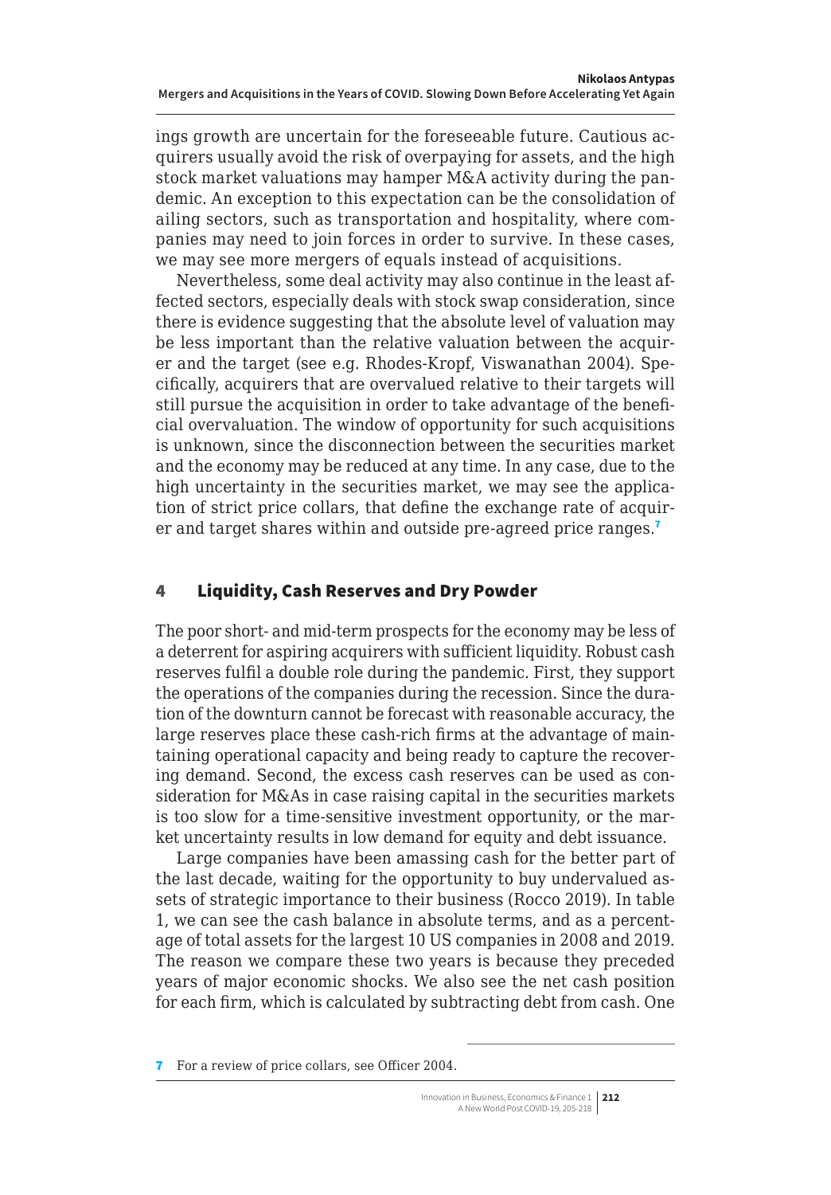ings growth are uncertain for the foreseeable future. Cautious acquirers usually avoid the risk of overpaying for assets, and the high stock market valuations may hamper M&A activity during the pandemic. An exception to this expectation can be the consolidation of ailing sectors, such as transportation and hospitality, where companies may need to join forces in order to survive. In these cases, we may see more mergers of equals instead of acquisitions.

Nevertheless, some deal activity may also continue in the least affected sectors, especially deals with stock swap consideration, since there is evidence suggesting that the absolute level of valuation may be less important than the relative valuation between the acquirer and the target (see e.g. Rhodes-Kropf, Viswanathan 2004). Specifically, acquirers that are overvalued relative to their targets will still pursue the acquisition in order to take advantage of the beneficial overvaluation. The window of opportunity for such acquisitions is unknown, since the disconnection between the securities market and the economy may be reduced at any time. In any case, due to the high uncertainty in the securities market, we may see the application of strict price collars, that define the exchange rate of acquirer and target shares within and outside pre-agreed price ranges.[7]

## 4 Liquidity, Cash Reserves and Dry Powder

The poor short- and mid-term prospects for the economy may be less of a deterrent for aspiring acquirers with sufficient liquidity. Robust cash reserves fulfil a double role during the pandemic. First, they support the operations of the companies during the recession. Since the duration of the downturn cannot be forecast with reasonable accuracy, the large reserves place these cash-rich firms at the advantage of maintaining operational capacity and being ready to capture the recovering demand. Second, the excess cash reserves can be used as consideration for M&As in case raising capital in the securities markets is too slow for a time-sensitive investment opportunity, or the market uncertainty results in low demand for equity and debt issuance.

Large companies have been amassing cash for the better part of the last decade, waiting for the opportunity to buy undervalued assets of strategic importance to their business (Rocco 2019). In table 1, we can see the cash balance in absolute terms, and as a percentage of total assets for the largest 10 US companies in 2008 and 2019. The reason we compare these two years is because they preceded years of major economic shocks. We also see the net cash position for each firm, which is calculated by subtracting debt from cash. One

[7] For a review of price collars, see Officer 2004.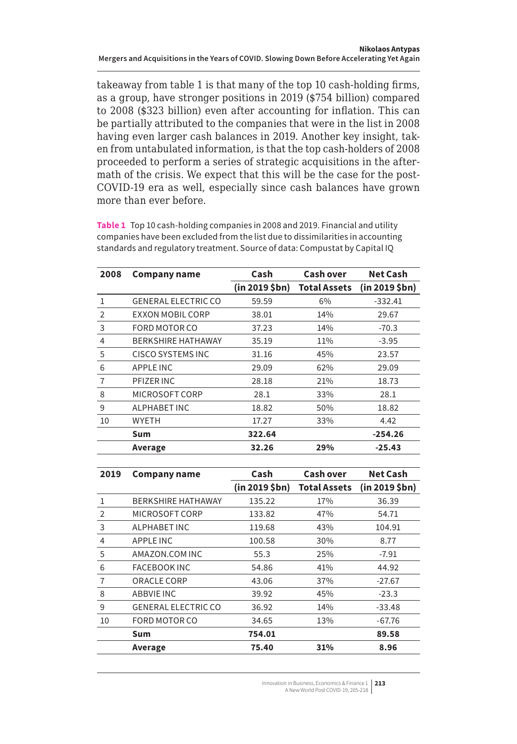takeaway from table 1 is that many of the top 10 cash-holding firms, as a group, have stronger positions in 2019 ($754 billion) compared to 2008 ($323 billion) even after accounting for inflation. This can be partially attributed to the companies that were in the list in 2008 having even larger cash balances in 2019. Another key insight, taken from untabulated information, is that the top cash-holders of 2008 proceeded to perform a series of strategic acquisitions in the aftermath of the crisis. We expect that this will be the case for the post-COVID-19 era as well, especially since cash balances have grown more than ever before.

**Table 1** Top 10 cash-holding companies in 2008 and 2019. Financial and utility companies have been excluded from the list due to dissimilarities in accounting standards and regulatory treatment. Source of data: Compustat by Capital IQ

| 2008 | Company name | Cash (in 2019 $bn) | Cash over Total Assets | Net Cash (in 2019 $bn) |
|---|---|---|---|---|
| 1 | GENERAL ELECTRIC CO | 59.59 | 6% | -332.41 |
| 2 | EXXON MOBIL CORP | 38.01 | 14% | 29.67 |
| 3 | FORD MOTOR CO | 37.23 | 14% | -70.3 |
| 4 | BERKSHIRE HATHAWAY | 35.19 | 11% | -3.95 |
| 5 | CISCO SYSTEMS INC | 31.16 | 45% | 23.57 |
| 6 | APPLE INC | 29.09 | 62% | 29.09 |
| 7 | PFIZER INC | 28.18 | 21% | 18.73 |
| 8 | MICROSOFT CORP | 28.1 | 33% | 28.1 |
| 9 | ALPHABET INC | 18.82 | 50% | 18.82 |
| 10 | WYETH | 17.27 | 33% | 4.42 |
| | **Sum** | **322.64** | | **-254.26** |
| | **Average** | **32.26** | **29%** | **-25.43** |

| 2019 | Company name | Cash (in 2019 $bn) | Cash over Total Assets | Net Cash (in 2019 $bn) |
|---|---|---|---|---|
| 1 | BERKSHIRE HATHAWAY | 135.22 | 17% | 36.39 |
| 2 | MICROSOFT CORP | 133.82 | 47% | 54.71 |
| 3 | ALPHABET INC | 119.68 | 43% | 104.91 |
| 4 | APPLE INC | 100.58 | 30% | 8.77 |
| 5 | AMAZON.COM INC | 55.3 | 25% | -7.91 |
| 6 | FACEBOOK INC | 54.86 | 41% | 44.92 |
| 7 | ORACLE CORP | 43.06 | 37% | -27.67 |
| 8 | ABBVIE INC | 39.92 | 45% | -23.3 |
| 9 | GENERAL ELECTRIC CO | 36.92 | 14% | -33.48 |
| 10 | FORD MOTOR CO | 34.65 | 13% | -67.76 |
| | **Sum** | **754.01** | | **89.58** |
| | **Average** | **75.40** | **31%** | **8.96** |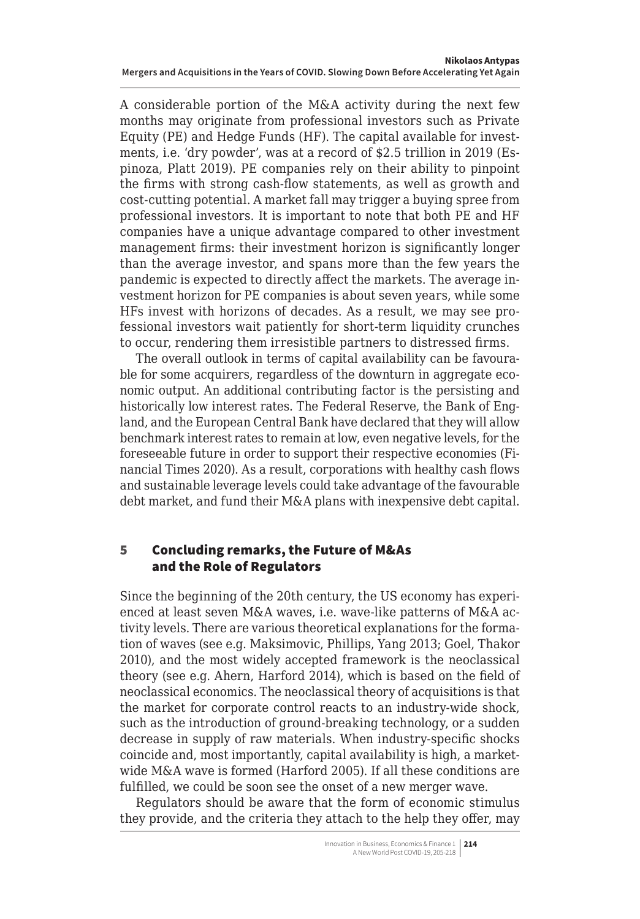A considerable portion of the M&A activity during the next few months may originate from professional investors such as Private Equity (PE) and Hedge Funds (HF). The capital available for investments, i.e. 'dry powder', was at a record of $2.5 trillion in 2019 (Espinoza, Platt 2019). PE companies rely on their ability to pinpoint the firms with strong cash-flow statements, as well as growth and cost-cutting potential. A market fall may trigger a buying spree from professional investors. It is important to note that both PE and HF companies have a unique advantage compared to other investment management firms: their investment horizon is significantly longer than the average investor, and spans more than the few years the pandemic is expected to directly affect the markets. The average investment horizon for PE companies is about seven years, while some HFs invest with horizons of decades. As a result, we may see professional investors wait patiently for short-term liquidity crunches to occur, rendering them irresistible partners to distressed firms.

The overall outlook in terms of capital availability can be favourable for some acquirers, regardless of the downturn in aggregate economic output. An additional contributing factor is the persisting and historically low interest rates. The Federal Reserve, the Bank of England, and the European Central Bank have declared that they will allow benchmark interest rates to remain at low, even negative levels, for the foreseeable future in order to support their respective economies (Financial Times 2020). As a result, corporations with healthy cash flows and sustainable leverage levels could take advantage of the favourable debt market, and fund their M&A plans with inexpensive debt capital.

## 5 Concluding remarks, the Future of M&As and the Role of Regulators

Since the beginning of the 20th century, the US economy has experienced at least seven M&A waves, i.e. wave-like patterns of M&A activity levels. There are various theoretical explanations for the formation of waves (see e.g. Maksimovic, Phillips, Yang 2013; Goel, Thakor 2010), and the most widely accepted framework is the neoclassical theory (see e.g. Ahern, Harford 2014), which is based on the field of neoclassical economics. The neoclassical theory of acquisitions is that the market for corporate control reacts to an industry-wide shock, such as the introduction of ground-breaking technology, or a sudden decrease in supply of raw materials. When industry-specific shocks coincide and, most importantly, capital availability is high, a market-wide M&A wave is formed (Harford 2005). If all these conditions are fulfilled, we could be soon see the onset of a new merger wave.

Regulators should be aware that the form of economic stimulus they provide, and the criteria they attach to the help they offer, may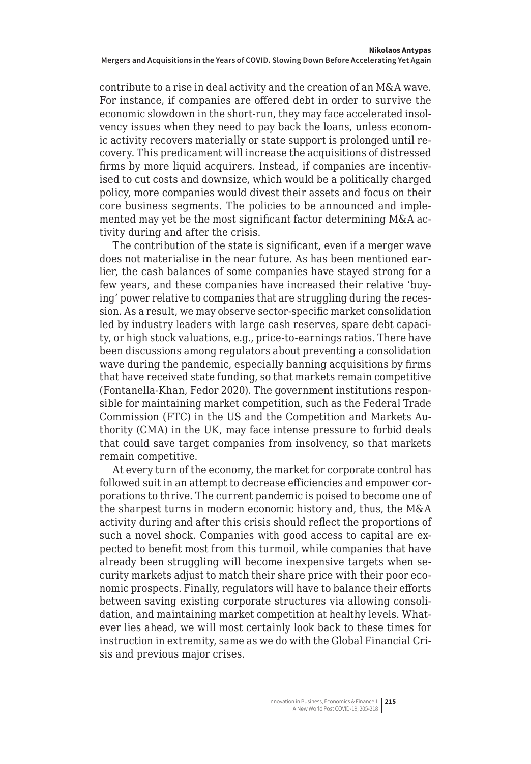contribute to a rise in deal activity and the creation of an M&A wave. For instance, if companies are offered debt in order to survive the economic slowdown in the short-run, they may face accelerated insolvency issues when they need to pay back the loans, unless economic activity recovers materially or state support is prolonged until recovery. This predicament will increase the acquisitions of distressed firms by more liquid acquirers. Instead, if companies are incentivised to cut costs and downsize, which would be a politically charged policy, more companies would divest their assets and focus on their core business segments. The policies to be announced and implemented may yet be the most significant factor determining M&A activity during and after the crisis.

The contribution of the state is significant, even if a merger wave does not materialise in the near future. As has been mentioned earlier, the cash balances of some companies have stayed strong for a few years, and these companies have increased their relative 'buying' power relative to companies that are struggling during the recession. As a result, we may observe sector-specific market consolidation led by industry leaders with large cash reserves, spare debt capacity, or high stock valuations, e.g., price-to-earnings ratios. There have been discussions among regulators about preventing a consolidation wave during the pandemic, especially banning acquisitions by firms that have received state funding, so that markets remain competitive (Fontanella-Khan, Fedor 2020). The government institutions responsible for maintaining market competition, such as the Federal Trade Commission (FTC) in the US and the Competition and Markets Authority (CMA) in the UK, may face intense pressure to forbid deals that could save target companies from insolvency, so that markets remain competitive.

At every turn of the economy, the market for corporate control has followed suit in an attempt to decrease efficiencies and empower corporations to thrive. The current pandemic is poised to become one of the sharpest turns in modern economic history and, thus, the M&A activity during and after this crisis should reflect the proportions of such a novel shock. Companies with good access to capital are expected to benefit most from this turmoil, while companies that have already been struggling will become inexpensive targets when security markets adjust to match their share price with their poor economic prospects. Finally, regulators will have to balance their efforts between saving existing corporate structures via allowing consolidation, and maintaining market competition at healthy levels. Whatever lies ahead, we will most certainly look back to these times for instruction in extremity, same as we do with the Global Financial Crisis and previous major crises.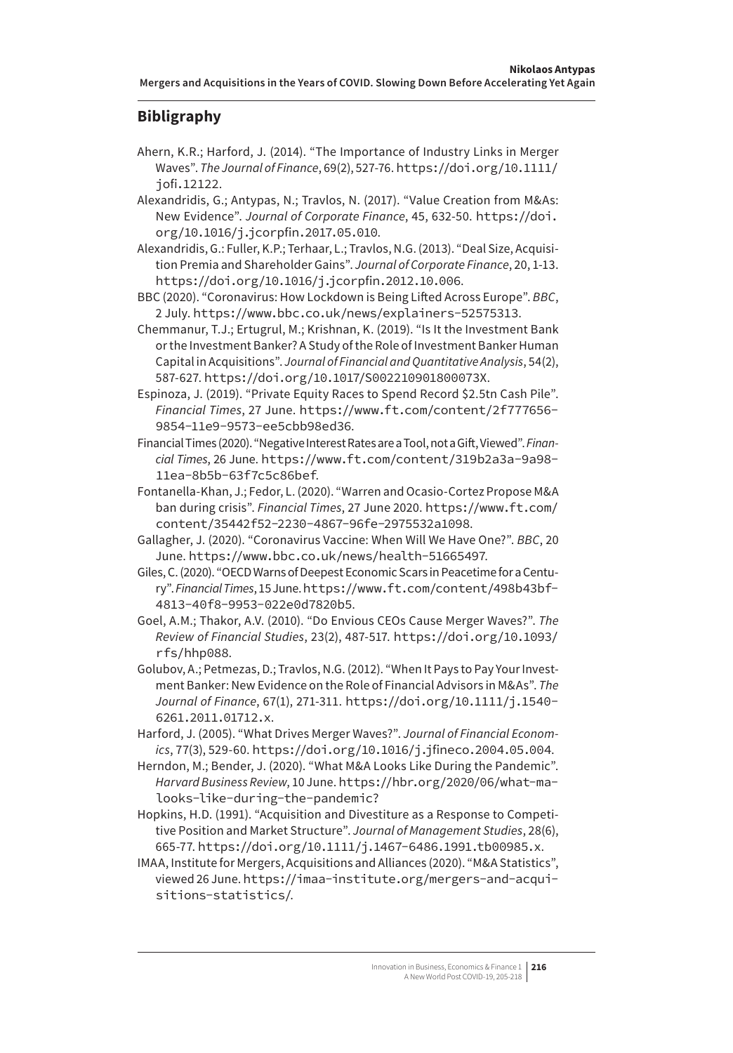## Bibligraphy

Ahern, K.R.; Harford, J. (2014). "The Importance of Industry Links in Merger Waves". *The Journal of Finance*, 69(2), 527-76. https://doi.org/10.1111/jofi.12122.

Alexandridis, G.; Antypas, N.; Travlos, N. (2017). "Value Creation from M&As: New Evidence". *Journal of Corporate Finance*, 45, 632-50. https://doi.org/10.1016/j.jcorpfin.2017.05.010.

Alexandridis, G.: Fuller, K.P.; Terhaar, L.; Travlos, N.G. (2013). "Deal Size, Acquisition Premia and Shareholder Gains". *Journal of Corporate Finance*, 20, 1-13. https://doi.org/10.1016/j.jcorpfin.2012.10.006.

BBC (2020). "Coronavirus: How Lockdown is Being Lifted Across Europe". *BBC*, 2 July. https://www.bbc.co.uk/news/explainers-52575313.

Chemmanur, T.J.; Ertugrul, M.; Krishnan, K. (2019). "Is It the Investment Bank or the Investment Banker? A Study of the Role of Investment Banker Human Capital in Acquisitions". *Journal of Financial and Quantitative Analysis*, 54(2), 587-627. https://doi.org/10.1017/S002210901800073X.

Espinoza, J. (2019). "Private Equity Races to Spend Record $2.5tn Cash Pile". *Financial Times*, 27 June. https://www.ft.com/content/2f777656-9854-11e9-9573-ee5cbb98ed36.

Financial Times (2020). "Negative Interest Rates are a Tool, not a Gift, Viewed". *Financial Times*, 26 June. https://www.ft.com/content/319b2a3a-9a98-11ea-8b5b-63f7c5c86bef.

Fontanella-Khan, J.; Fedor, L. (2020). "Warren and Ocasio-Cortez Propose M&A ban during crisis". *Financial Times*, 27 June 2020. https://www.ft.com/content/35442f52-2230-4867-96fe-2975532a1098.

Gallagher, J. (2020). "Coronavirus Vaccine: When Will We Have One?". *BBC*, 20 June. https://www.bbc.co.uk/news/health-51665497.

Giles, C. (2020). "OECD Warns of Deepest Economic Scars in Peacetime for a Century". *Financial Times*, 15 June. https://www.ft.com/content/498b43bf-4813-40f8-9953-022e0d7820b5.

Goel, A.M.; Thakor, A.V. (2010). "Do Envious CEOs Cause Merger Waves?". *The Review of Financial Studies*, 23(2), 487-517. https://doi.org/10.1093/rfs/hhp088.

Golubov, A.; Petmezas, D.; Travlos, N.G. (2012). "When It Pays to Pay Your Investment Banker: New Evidence on the Role of Financial Advisors in M&As". *The Journal of Finance*, 67(1), 271-311. https://doi.org/10.1111/j.1540-6261.2011.01712.x.

Harford, J. (2005). "What Drives Merger Waves?". *Journal of Financial Economics*, 77(3), 529-60. https://doi.org/10.1016/j.jfineco.2004.05.004.

Herndon, M.; Bender, J. (2020). "What M&A Looks Like During the Pandemic". *Harvard Business Review*, 10 June. https://hbr.org/2020/06/what-ma-looks-like-during-the-pandemic?

Hopkins, H.D. (1991). "Acquisition and Divestiture as a Response to Competitive Position and Market Structure". *Journal of Management Studies*, 28(6), 665-77. https://doi.org/10.1111/j.1467-6486.1991.tb00985.x.

IMAA, Institute for Mergers, Acquisitions and Alliances (2020). "M&A Statistics", viewed 26 June. https://imaa-institute.org/mergers-and-acquisitions-statistics/.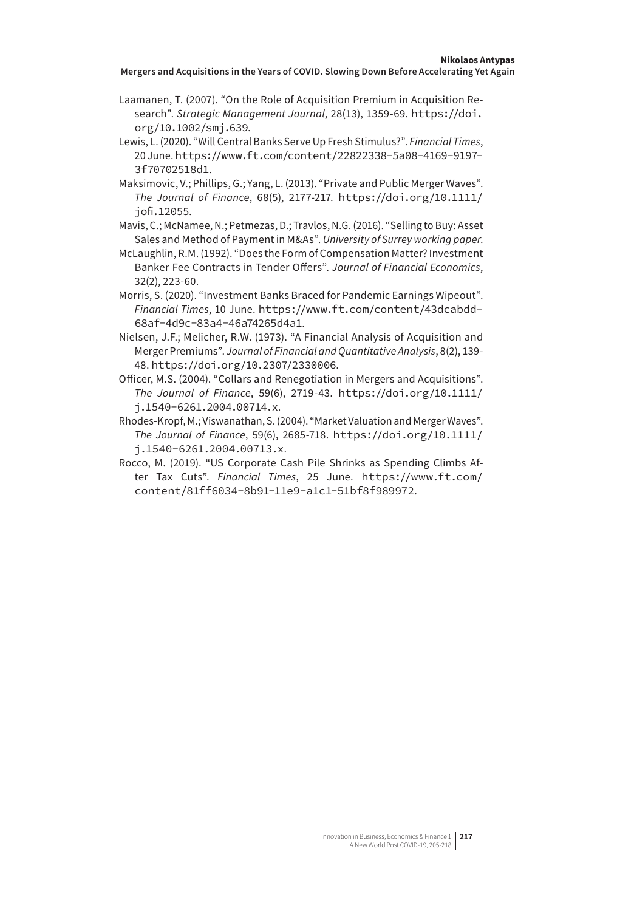Laamanen, T. (2007). "On the Role of Acquisition Premium in Acquisition Research". *Strategic Management Journal*, 28(13), 1359-69. https://doi.org/10.1002/smj.639.

Lewis, L. (2020). "Will Central Banks Serve Up Fresh Stimulus?". *Financial Times*, 20 June. https://www.ft.com/content/22822338-5a08-4169-9197-3f70702518d1.

Maksimovic, V.; Phillips, G.; Yang, L. (2013). "Private and Public Merger Waves". *The Journal of Finance*, 68(5), 2177-217. https://doi.org/10.1111/jofi.12055.

Mavis, C.; McNamee, N.; Petmezas, D.; Travlos, N.G. (2016). "Selling to Buy: Asset Sales and Method of Payment in M&As". *University of Surrey working paper*.

McLaughlin, R.M. (1992). "Does the Form of Compensation Matter? Investment Banker Fee Contracts in Tender Offers". *Journal of Financial Economics*, 32(2), 223-60.

Morris, S. (2020). "Investment Banks Braced for Pandemic Earnings Wipeout". *Financial Times*, 10 June. https://www.ft.com/content/43dcabdd-68af-4d9c-83a4-46a74265d4a1.

Nielsen, J.F.; Melicher, R.W. (1973). "A Financial Analysis of Acquisition and Merger Premiums". *Journal of Financial and Quantitative Analysis*, 8(2), 139-48. https://doi.org/10.2307/2330006.

Officer, M.S. (2004). "Collars and Renegotiation in Mergers and Acquisitions". *The Journal of Finance*, 59(6), 2719-43. https://doi.org/10.1111/j.1540-6261.2004.00714.x.

Rhodes-Kropf, M.; Viswanathan, S. (2004). "Market Valuation and Merger Waves". *The Journal of Finance*, 59(6), 2685-718. https://doi.org/10.1111/j.1540-6261.2004.00713.x.

Rocco, M. (2019). "US Corporate Cash Pile Shrinks as Spending Climbs After Tax Cuts". *Financial Times*, 25 June. https://www.ft.com/content/81ff6034-8b91-11e9-a1c1-51bf8f989972.